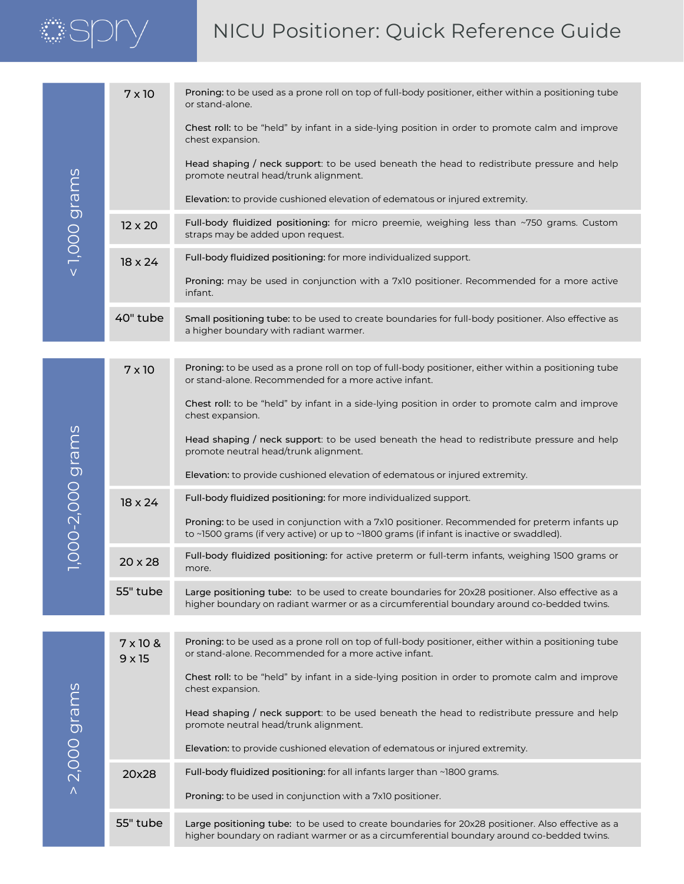spry

# NICU Positioner: Quick Reference Guide

| Weight | Size | Use |
| --- | --- | --- |
| < 1,000 grams | 7 x 10 | **Proning:** to be used as a prone roll on top of full-body positioner, either within a positioning tube or stand-alone. <br><br> **Chest roll:** to be "held" by infant in a side-lying position in order to promote calm and improve chest expansion. <br><br> **Head shaping / neck support**: to be used beneath the head to redistribute pressure and help promote neutral head/trunk alignment. <br><br> **Elevation:** to provide cushioned elevation of edematous or injured extremity. |
| | 12 x 20 | **Full-body fluidized positioning:** for micro preemie, weighing less than ~750 grams. Custom straps may be added upon request. |
| | 18 x 24 | **Full-body fluidized positioning:** for more individualized support. <br><br> **Proning:** may be used in conjunction with a 7x10 positioner. Recommended for a more active infant. |
| | 40" tube | **Small positioning tube:** to be used to create boundaries for full-body positioner. Also effective as a higher boundary with radiant warmer. |
| 1,000-2,000 grams | 7 x 10 | **Proning:** to be used as a prone roll on top of full-body positioner, either within a positioning tube or stand-alone. Recommended for a more active infant. <br><br> **Chest roll:** to be "held" by infant in a side-lying position in order to promote calm and improve chest expansion. <br><br> **Head shaping / neck support**: to be used beneath the head to redistribute pressure and help promote neutral head/trunk alignment. <br><br> **Elevation:** to provide cushioned elevation of edematous or injured extremity. |
| | 18 x 24 | **Full-body fluidized positioning:** for more individualized support. <br><br> **Proning:** to be used in conjunction with a 7x10 positioner. Recommended for preterm infants up to ~1500 grams (if very active) or up to ~1800 grams (if infant is inactive or swaddled). |
| | 20 x 28 | **Full-body fluidized positioning:** for active preterm or full-term infants, weighing 1500 grams or more. |
| | 55" tube | **Large positioning tube:** to be used to create boundaries for 20x28 positioner. Also effective as a higher boundary on radiant warmer or as a circumferential boundary around co-bedded twins. |
| > 2,000 grams | 7 x 10 & 9 x 15 | **Proning:** to be used as a prone roll on top of full-body positioner, either within a positioning tube or stand-alone. Recommended for a more active infant. <br><br> **Chest roll:** to be "held" by infant in a side-lying position in order to promote calm and improve chest expansion. <br><br> **Head shaping / neck support**: to be used beneath the head to redistribute pressure and help promote neutral head/trunk alignment. <br><br> **Elevation:** to provide cushioned elevation of edematous or injured extremity. |
| | 20x28 | **Full-body fluidized positioning:** for all infants larger than ~1800 grams. <br><br> **Proning:** to be used in conjunction with a 7x10 positioner. |
| | 55" tube | **Large positioning tube:** to be used to create boundaries for 20x28 positioner. Also effective as a higher boundary on radiant warmer or as a circumferential boundary around co-bedded twins. |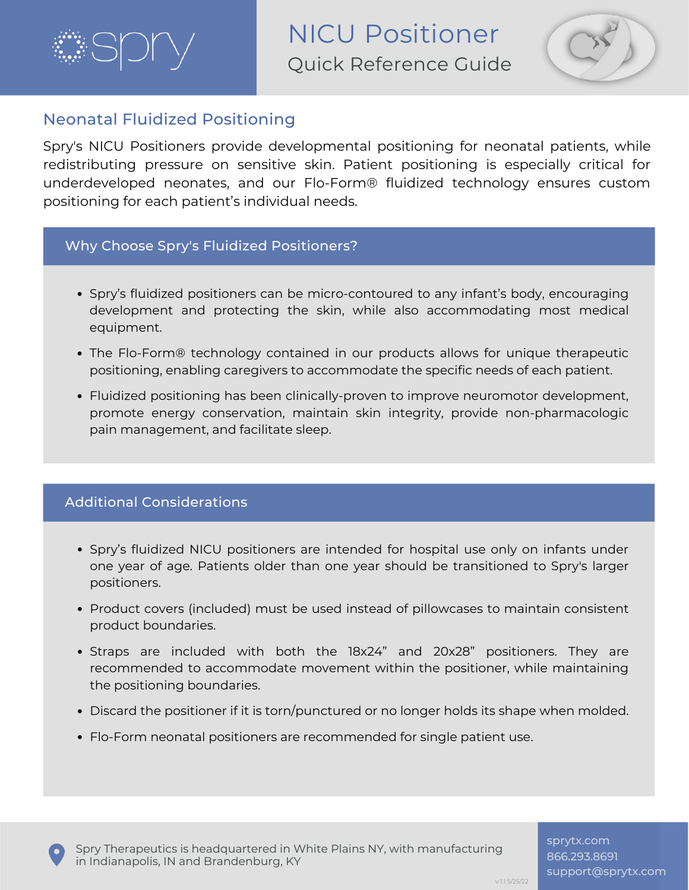spry

# NICU Positioner

Quick Reference Guide

## Neonatal Fluidized Positioning

Spry's NICU Positioners provide developmental positioning for neonatal patients, while redistributing pressure on sensitive skin. Patient positioning is especially critical for underdeveloped neonates, and our Flo-Form® fluidized technology ensures custom positioning for each patient's individual needs.

### Why Choose Spry's Fluidized Positioners?

- Spry's fluidized positioners can be micro-contoured to any infant's body, encouraging development and protecting the skin, while also accommodating most medical equipment.
- The Flo-Form® technology contained in our products allows for unique therapeutic positioning, enabling caregivers to accommodate the specific needs of each patient.
- Fluidized positioning has been clinically-proven to improve neuromotor development, promote energy conservation, maintain skin integrity, provide non-pharmacologic pain management, and facilitate sleep.

### Additional Considerations

- Spry's fluidized NICU positioners are intended for hospital use only on infants under one year of age. Patients older than one year should be transitioned to Spry's larger positioners.
- Product covers (included) must be used instead of pillowcases to maintain consistent product boundaries.
- Straps are included with both the 18x24" and 20x28" positioners. They are recommended to accommodate movement within the positioner, while maintaining the positioning boundaries.
- Discard the positioner if it is torn/punctured or no longer holds its shape when molded.
- Flo-Form neonatal positioners are recommended for single patient use.

Spry Therapeutics is headquartered in White Plains NY, with manufacturing in Indianapolis, IN and Brandenburg, KY

sprytx.com
866.293.8691
support@sprytx.com

v.1.1 5/25/22